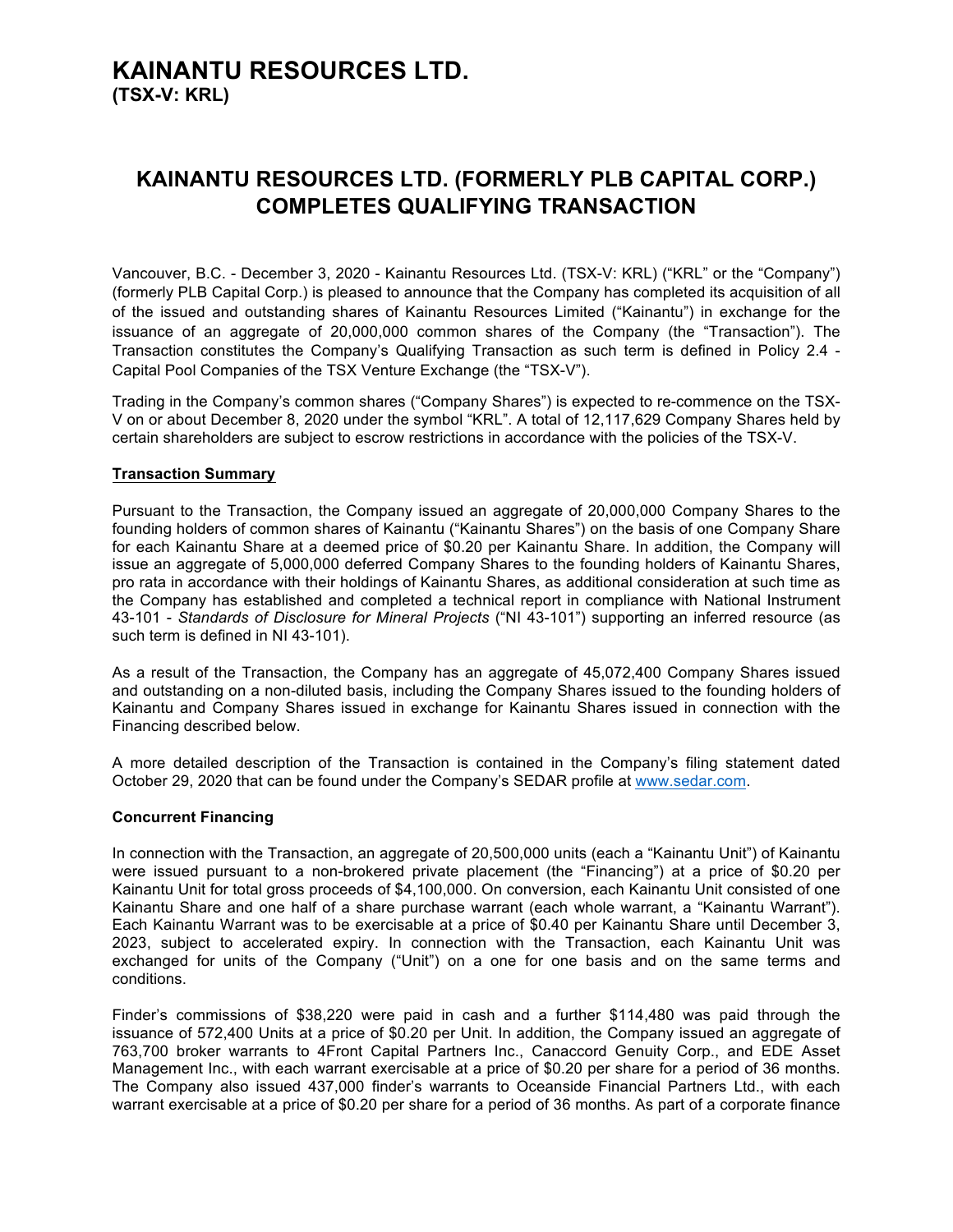# KAINANTU RESOURCES LTD.
**(TSX-V: KRL)**

## KAINANTU RESOURCES LTD. (FORMERLY PLB CAPITAL CORP.) COMPLETES QUALIFYING TRANSACTION

Vancouver, B.C. - December 3, 2020 - Kainantu Resources Ltd. (TSX-V: KRL) ("KRL" or the "Company") (formerly PLB Capital Corp.) is pleased to announce that the Company has completed its acquisition of all of the issued and outstanding shares of Kainantu Resources Limited ("Kainantu") in exchange for the issuance of an aggregate of 20,000,000 common shares of the Company (the "Transaction"). The Transaction constitutes the Company's Qualifying Transaction as such term is defined in Policy 2.4 - Capital Pool Companies of the TSX Venture Exchange (the "TSX-V").

Trading in the Company's common shares ("Company Shares") is expected to re-commence on the TSX-V on or about December 8, 2020 under the symbol "KRL". A total of 12,117,629 Company Shares held by certain shareholders are subject to escrow restrictions in accordance with the policies of the TSX-V.

**Transaction Summary**

Pursuant to the Transaction, the Company issued an aggregate of 20,000,000 Company Shares to the founding holders of common shares of Kainantu ("Kainantu Shares") on the basis of one Company Share for each Kainantu Share at a deemed price of $0.20 per Kainantu Share. In addition, the Company will issue an aggregate of 5,000,000 deferred Company Shares to the founding holders of Kainantu Shares, pro rata in accordance with their holdings of Kainantu Shares, as additional consideration at such time as the Company has established and completed a technical report in compliance with National Instrument 43-101 - *Standards of Disclosure for Mineral Projects* ("NI 43-101") supporting an inferred resource (as such term is defined in NI 43-101).

As a result of the Transaction, the Company has an aggregate of 45,072,400 Company Shares issued and outstanding on a non-diluted basis, including the Company Shares issued to the founding holders of Kainantu and Company Shares issued in exchange for Kainantu Shares issued in connection with the Financing described below.

A more detailed description of the Transaction is contained in the Company's filing statement dated October 29, 2020 that can be found under the Company's SEDAR profile at www.sedar.com.

**Concurrent Financing**

In connection with the Transaction, an aggregate of 20,500,000 units (each a "Kainantu Unit") of Kainantu were issued pursuant to a non-brokered private placement (the "Financing") at a price of $0.20 per Kainantu Unit for total gross proceeds of $4,100,000. On conversion, each Kainantu Unit consisted of one Kainantu Share and one half of a share purchase warrant (each whole warrant, a "Kainantu Warrant"). Each Kainantu Warrant was to be exercisable at a price of $0.40 per Kainantu Share until December 3, 2023, subject to accelerated expiry. In connection with the Transaction, each Kainantu Unit was exchanged for units of the Company ("Unit") on a one for one basis and on the same terms and conditions.

Finder's commissions of $38,220 were paid in cash and a further $114,480 was paid through the issuance of 572,400 Units at a price of $0.20 per Unit. In addition, the Company issued an aggregate of 763,700 broker warrants to 4Front Capital Partners Inc., Canaccord Genuity Corp., and EDE Asset Management Inc., with each warrant exercisable at a price of $0.20 per share for a period of 36 months. The Company also issued 437,000 finder's warrants to Oceanside Financial Partners Ltd., with each warrant exercisable at a price of $0.20 per share for a period of 36 months. As part of a corporate finance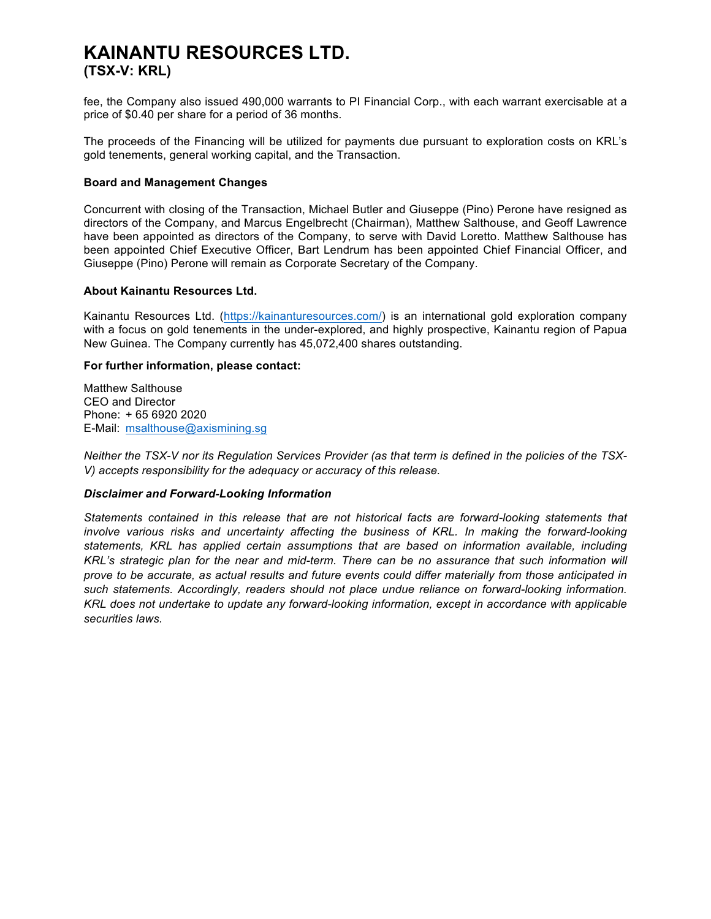fee, the Company also issued 490,000 warrants to PI Financial Corp., with each warrant exercisable at a price of $0.40 per share for a period of 36 months.

The proceeds of the Financing will be utilized for payments due pursuant to exploration costs on KRL's gold tenements, general working capital, and the Transaction.

**Board and Management Changes**

Concurrent with closing of the Transaction, Michael Butler and Giuseppe (Pino) Perone have resigned as directors of the Company, and Marcus Engelbrecht (Chairman), Matthew Salthouse, and Geoff Lawrence have been appointed as directors of the Company, to serve with David Loretto. Matthew Salthouse has been appointed Chief Executive Officer, Bart Lendrum has been appointed Chief Financial Officer, and Giuseppe (Pino) Perone will remain as Corporate Secretary of the Company.

**About Kainantu Resources Ltd.**

Kainantu Resources Ltd. (https://kainanturesources.com/) is an international gold exploration company with a focus on gold tenements in the under-explored, and highly prospective, Kainantu region of Papua New Guinea. The Company currently has 45,072,400 shares outstanding.

**For further information, please contact:**

Matthew Salthouse
CEO and Director
Phone: + 65 6920 2020
E-Mail: msalthouse@axismining.sg

*Neither the TSX-V nor its Regulation Services Provider (as that term is defined in the policies of the TSX-V) accepts responsibility for the adequacy or accuracy of this release.*

***Disclaimer and Forward-Looking Information***

*Statements contained in this release that are not historical facts are forward-looking statements that involve various risks and uncertainty affecting the business of KRL. In making the forward-looking statements, KRL has applied certain assumptions that are based on information available, including KRL's strategic plan for the near and mid-term. There can be no assurance that such information will prove to be accurate, as actual results and future events could differ materially from those anticipated in such statements. Accordingly, readers should not place undue reliance on forward-looking information. KRL does not undertake to update any forward-looking information, except in accordance with applicable securities laws.*